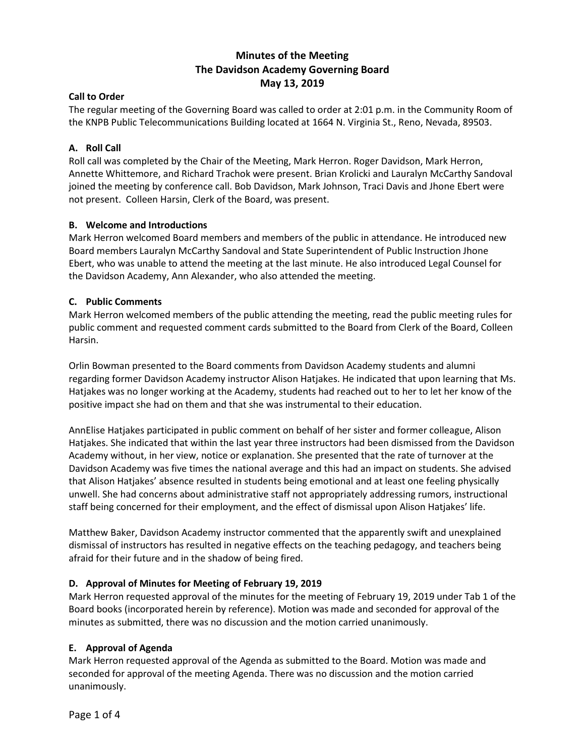# Minutes of the Meeting
# The Davidson Academy Governing Board
# May 13, 2019

**Call to Order**

The regular meeting of the Governing Board was called to order at 2:01 p.m. in the Community Room of the KNPB Public Telecommunications Building located at 1664 N. Virginia St., Reno, Nevada, 89503.

### A. Roll Call

Roll call was completed by the Chair of the Meeting, Mark Herron. Roger Davidson, Mark Herron, Annette Whittemore, and Richard Trachok were present. Brian Krolicki and Lauralyn McCarthy Sandoval joined the meeting by conference call. Bob Davidson, Mark Johnson, Traci Davis and Jhone Ebert were not present. Colleen Harsin, Clerk of the Board, was present.

### B. Welcome and Introductions

Mark Herron welcomed Board members and members of the public in attendance. He introduced new Board members Lauralyn McCarthy Sandoval and State Superintendent of Public Instruction Jhone Ebert, who was unable to attend the meeting at the last minute. He also introduced Legal Counsel for the Davidson Academy, Ann Alexander, who also attended the meeting.

### C. Public Comments

Mark Herron welcomed members of the public attending the meeting, read the public meeting rules for public comment and requested comment cards submitted to the Board from Clerk of the Board, Colleen Harsin.

Orlin Bowman presented to the Board comments from Davidson Academy students and alumni regarding former Davidson Academy instructor Alison Hatjakes. He indicated that upon learning that Ms. Hatjakes was no longer working at the Academy, students had reached out to her to let her know of the positive impact she had on them and that she was instrumental to their education.

AnnElise Hatjakes participated in public comment on behalf of her sister and former colleague, Alison Hatjakes. She indicated that within the last year three instructors had been dismissed from the Davidson Academy without, in her view, notice or explanation. She presented that the rate of turnover at the Davidson Academy was five times the national average and this had an impact on students. She advised that Alison Hatjakes' absence resulted in students being emotional and at least one feeling physically unwell. She had concerns about administrative staff not appropriately addressing rumors, instructional staff being concerned for their employment, and the effect of dismissal upon Alison Hatjakes' life.

Matthew Baker, Davidson Academy instructor commented that the apparently swift and unexplained dismissal of instructors has resulted in negative effects on the teaching pedagogy, and teachers being afraid for their future and in the shadow of being fired.

### D. Approval of Minutes for Meeting of February 19, 2019

Mark Herron requested approval of the minutes for the meeting of February 19, 2019 under Tab 1 of the Board books (incorporated herein by reference). Motion was made and seconded for approval of the minutes as submitted, there was no discussion and the motion carried unanimously.

### E. Approval of Agenda

Mark Herron requested approval of the Agenda as submitted to the Board. Motion was made and seconded for approval of the meeting Agenda. There was no discussion and the motion carried unanimously.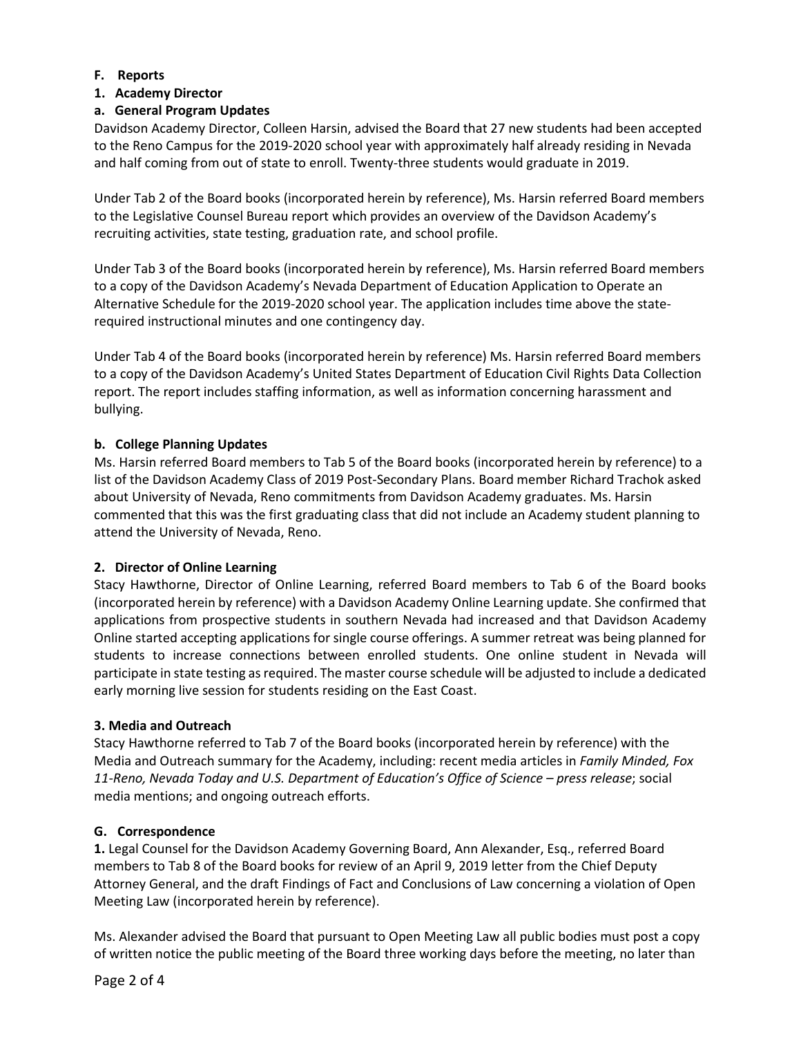**F. Reports**

**1. Academy Director**

**a. General Program Updates**

Davidson Academy Director, Colleen Harsin, advised the Board that 27 new students had been accepted to the Reno Campus for the 2019-2020 school year with approximately half already residing in Nevada and half coming from out of state to enroll. Twenty-three students would graduate in 2019.

Under Tab 2 of the Board books (incorporated herein by reference), Ms. Harsin referred Board members to the Legislative Counsel Bureau report which provides an overview of the Davidson Academy's recruiting activities, state testing, graduation rate, and school profile.

Under Tab 3 of the Board books (incorporated herein by reference), Ms. Harsin referred Board members to a copy of the Davidson Academy's Nevada Department of Education Application to Operate an Alternative Schedule for the 2019-2020 school year. The application includes time above the state-required instructional minutes and one contingency day.

Under Tab 4 of the Board books (incorporated herein by reference) Ms. Harsin referred Board members to a copy of the Davidson Academy's United States Department of Education Civil Rights Data Collection report. The report includes staffing information, as well as information concerning harassment and bullying.

**b. College Planning Updates**

Ms. Harsin referred Board members to Tab 5 of the Board books (incorporated herein by reference) to a list of the Davidson Academy Class of 2019 Post-Secondary Plans. Board member Richard Trachok asked about University of Nevada, Reno commitments from Davidson Academy graduates. Ms. Harsin commented that this was the first graduating class that did not include an Academy student planning to attend the University of Nevada, Reno.

**2. Director of Online Learning**

Stacy Hawthorne, Director of Online Learning, referred Board members to Tab 6 of the Board books (incorporated herein by reference) with a Davidson Academy Online Learning update. She confirmed that applications from prospective students in southern Nevada had increased and that Davidson Academy Online started accepting applications for single course offerings. A summer retreat was being planned for students to increase connections between enrolled students. One online student in Nevada will participate in state testing as required. The master course schedule will be adjusted to include a dedicated early morning live session for students residing on the East Coast.

**3. Media and Outreach**

Stacy Hawthorne referred to Tab 7 of the Board books (incorporated herein by reference) with the Media and Outreach summary for the Academy, including: recent media articles in *Family Minded, Fox 11-Reno, Nevada Today and U.S. Department of Education's Office of Science – press release*; social media mentions; and ongoing outreach efforts.

**G. Correspondence**

**1.** Legal Counsel for the Davidson Academy Governing Board, Ann Alexander, Esq., referred Board members to Tab 8 of the Board books for review of an April 9, 2019 letter from the Chief Deputy Attorney General, and the draft Findings of Fact and Conclusions of Law concerning a violation of Open Meeting Law (incorporated herein by reference).

Ms. Alexander advised the Board that pursuant to Open Meeting Law all public bodies must post a copy of written notice the public meeting of the Board three working days before the meeting, no later than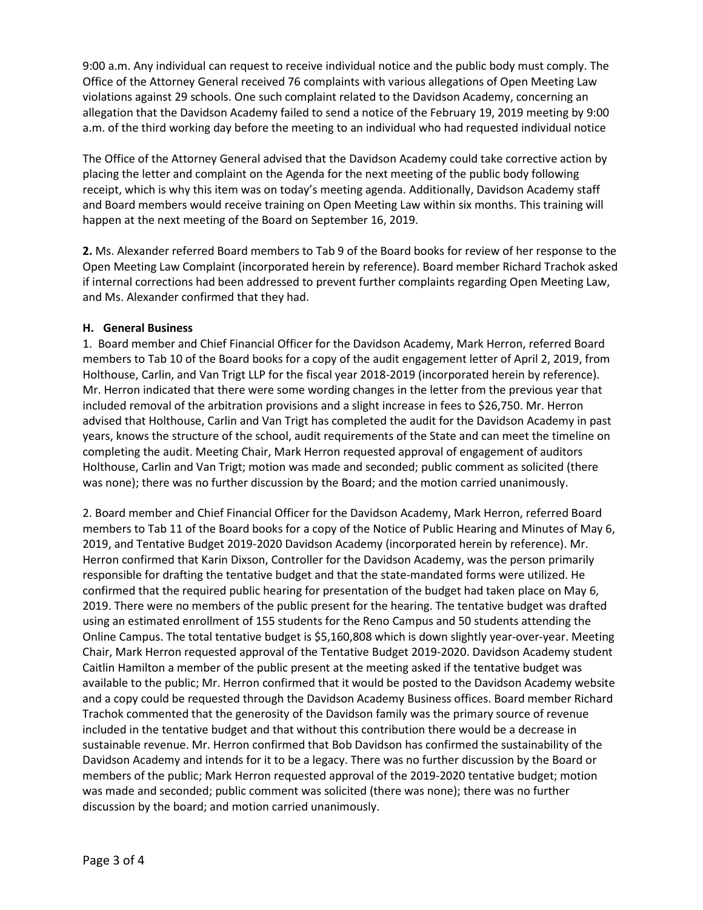9:00 a.m. Any individual can request to receive individual notice and the public body must comply. The Office of the Attorney General received 76 complaints with various allegations of Open Meeting Law violations against 29 schools. One such complaint related to the Davidson Academy, concerning an allegation that the Davidson Academy failed to send a notice of the February 19, 2019 meeting by 9:00 a.m. of the third working day before the meeting to an individual who had requested individual notice

The Office of the Attorney General advised that the Davidson Academy could take corrective action by placing the letter and complaint on the Agenda for the next meeting of the public body following receipt, which is why this item was on today's meeting agenda. Additionally, Davidson Academy staff and Board members would receive training on Open Meeting Law within six months. This training will happen at the next meeting of the Board on September 16, 2019.

**2.** Ms. Alexander referred Board members to Tab 9 of the Board books for review of her response to the Open Meeting Law Complaint (incorporated herein by reference). Board member Richard Trachok asked if internal corrections had been addressed to prevent further complaints regarding Open Meeting Law, and Ms. Alexander confirmed that they had.

## H. General Business

1. Board member and Chief Financial Officer for the Davidson Academy, Mark Herron, referred Board members to Tab 10 of the Board books for a copy of the audit engagement letter of April 2, 2019, from Holthouse, Carlin, and Van Trigt LLP for the fiscal year 2018-2019 (incorporated herein by reference). Mr. Herron indicated that there were some wording changes in the letter from the previous year that included removal of the arbitration provisions and a slight increase in fees to $26,750. Mr. Herron advised that Holthouse, Carlin and Van Trigt has completed the audit for the Davidson Academy in past years, knows the structure of the school, audit requirements of the State and can meet the timeline on completing the audit. Meeting Chair, Mark Herron requested approval of engagement of auditors Holthouse, Carlin and Van Trigt; motion was made and seconded; public comment as solicited (there was none); there was no further discussion by the Board; and the motion carried unanimously.

2. Board member and Chief Financial Officer for the Davidson Academy, Mark Herron, referred Board members to Tab 11 of the Board books for a copy of the Notice of Public Hearing and Minutes of May 6, 2019, and Tentative Budget 2019-2020 Davidson Academy (incorporated herein by reference). Mr. Herron confirmed that Karin Dixson, Controller for the Davidson Academy, was the person primarily responsible for drafting the tentative budget and that the state-mandated forms were utilized. He confirmed that the required public hearing for presentation of the budget had taken place on May 6, 2019. There were no members of the public present for the hearing. The tentative budget was drafted using an estimated enrollment of 155 students for the Reno Campus and 50 students attending the Online Campus. The total tentative budget is $5,160,808 which is down slightly year-over-year. Meeting Chair, Mark Herron requested approval of the Tentative Budget 2019-2020. Davidson Academy student Caitlin Hamilton a member of the public present at the meeting asked if the tentative budget was available to the public; Mr. Herron confirmed that it would be posted to the Davidson Academy website and a copy could be requested through the Davidson Academy Business offices. Board member Richard Trachok commented that the generosity of the Davidson family was the primary source of revenue included in the tentative budget and that without this contribution there would be a decrease in sustainable revenue. Mr. Herron confirmed that Bob Davidson has confirmed the sustainability of the Davidson Academy and intends for it to be a legacy. There was no further discussion by the Board or members of the public; Mark Herron requested approval of the 2019-2020 tentative budget; motion was made and seconded; public comment was solicited (there was none); there was no further discussion by the board; and motion carried unanimously.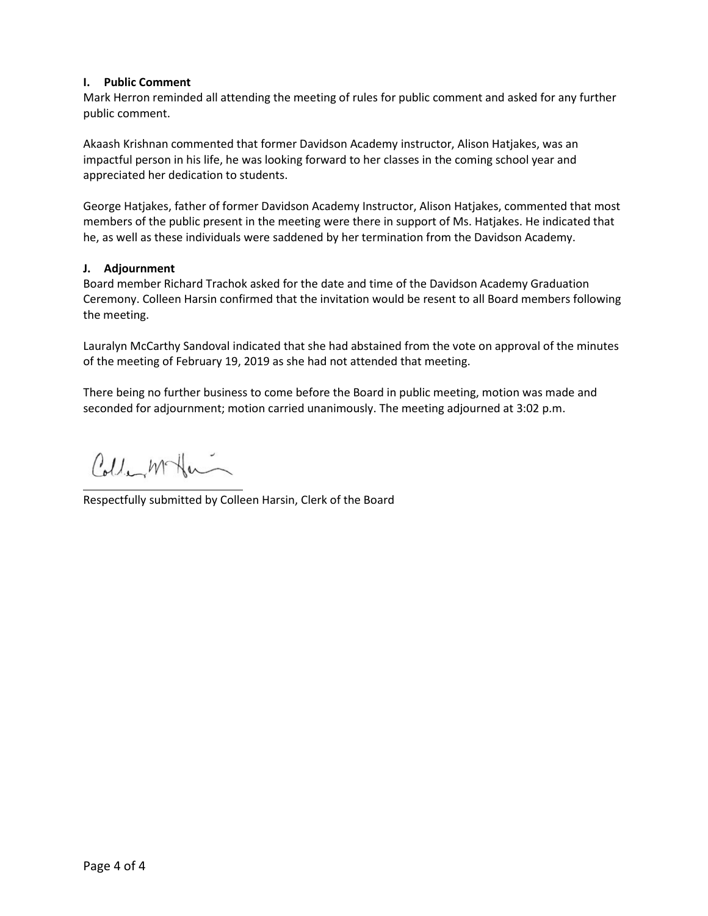### I. Public Comment

Mark Herron reminded all attending the meeting of rules for public comment and asked for any further public comment.

Akaash Krishnan commented that former Davidson Academy instructor, Alison Hatjakes, was an impactful person in his life, he was looking forward to her classes in the coming school year and appreciated her dedication to students.

George Hatjakes, father of former Davidson Academy Instructor, Alison Hatjakes, commented that most members of the public present in the meeting were there in support of Ms. Hatjakes. He indicated that he, as well as these individuals were saddened by her termination from the Davidson Academy.

### J. Adjournment

Board member Richard Trachok asked for the date and time of the Davidson Academy Graduation Ceremony. Colleen Harsin confirmed that the invitation would be resent to all Board members following the meeting.

Lauralyn McCarthy Sandoval indicated that she had abstained from the vote on approval of the minutes of the meeting of February 19, 2019 as she had not attended that meeting.

There being no further business to come before the Board in public meeting, motion was made and seconded for adjournment; motion carried unanimously. The meeting adjourned at 3:02 p.m.

Respectfully submitted by Colleen Harsin, Clerk of the Board